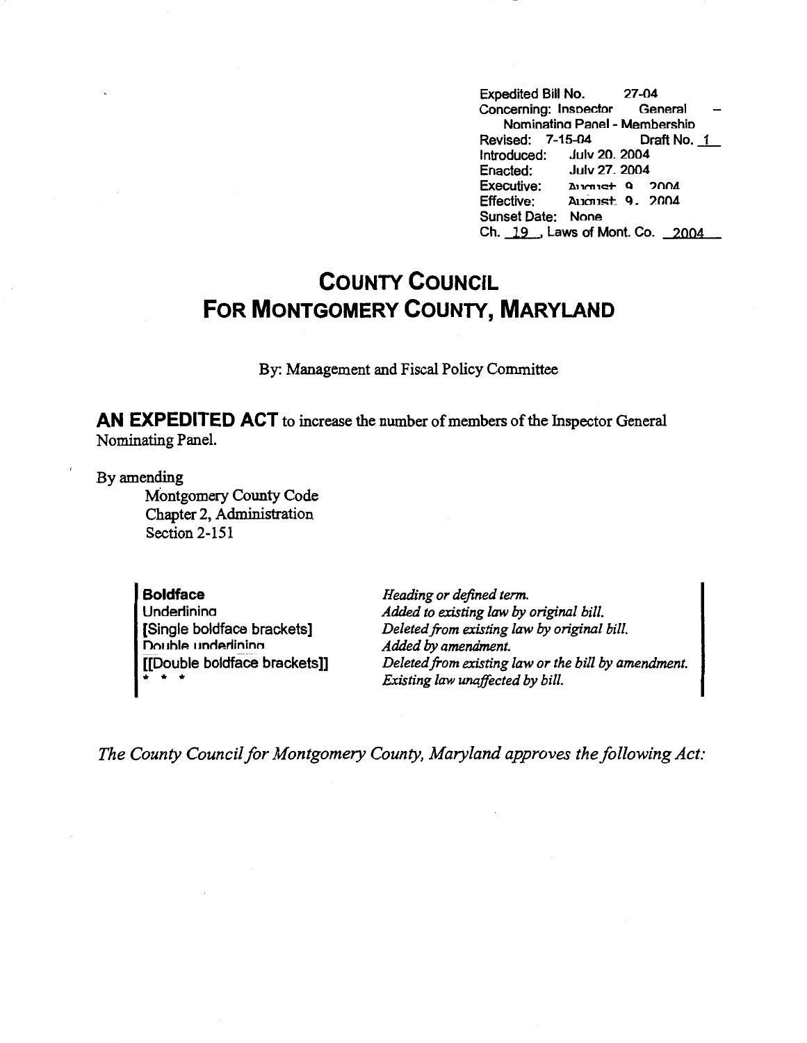Expedited Bill No. 27-04
Concerning: Inspector General – Nominating Panel - Membership
Revised: 7-15-04 Draft No. 1
Introduced: July 20, 2004
Enacted: July 27, 2004
Executive: August 9, 2004
Effective: August 9, 2004
Sunset Date: None
Ch. 19, Laws of Mont. Co. 2004

# COUNTY COUNCIL FOR MONTGOMERY COUNTY, MARYLAND

By: Management and Fiscal Policy Committee

**AN EXPEDITED ACT** to increase the number of members of the Inspector General Nominating Panel.

By amending
Montgomery County Code
Chapter 2, Administration
Section 2-151

| | |
|---|---|
| **Boldface** | *Heading or defined term.* |
| Underlining | *Added to existing law by original bill.* |
| **[Single boldface brackets]** | *Deleted from existing law by original bill.* |
| Double underlining | *Added by amendment.* |
| **[[Double boldface brackets]]** | *Deleted from existing law or the bill by amendment.* |
| * * * | *Existing law unaffected by bill.* |

*The County Council for Montgomery County, Maryland approves the following Act:*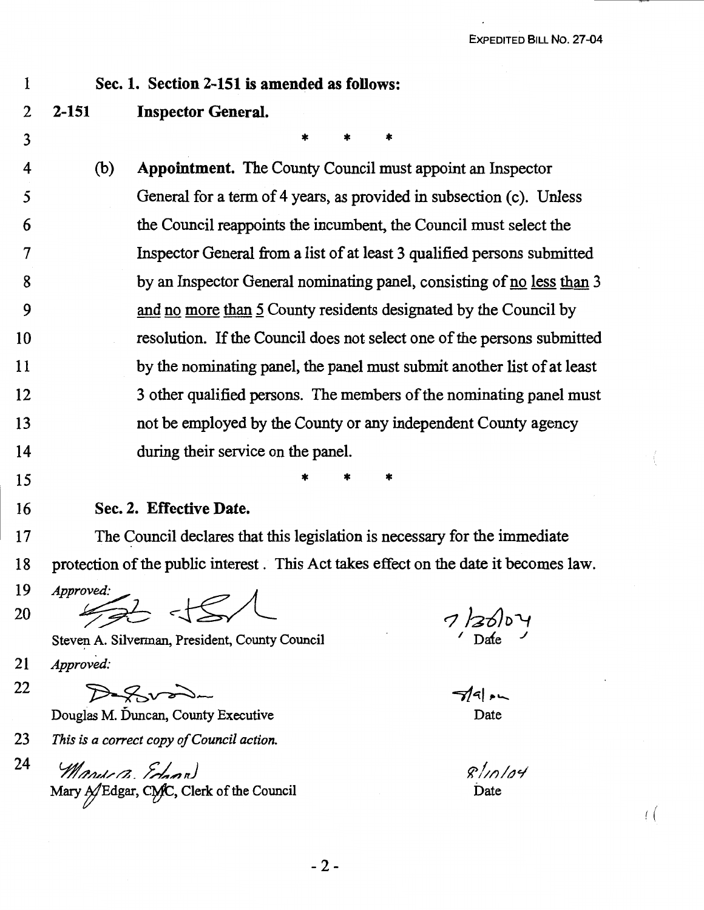**Sec. 1. Section 2-151 is amended as follows:**

**2-151 Inspector General.**

\* \* \*

(b) **Appointment.** The County Council must appoint an Inspector General for a term of 4 years, as provided in subsection (c). Unless the Council reappoints the incumbent, the Council must select the Inspector General from a list of at least 3 qualified persons submitted by an Inspector General nominating panel, consisting of <u>no less than</u> 3 <u>and no more than 5</u> County residents designated by the Council by resolution. If the Council does not select one of the persons submitted by the nominating panel, the panel must submit another list of at least 3 other qualified persons. The members of the nominating panel must not be employed by the County or any independent County agency during their service on the panel.

\* \* \*

**Sec. 2. Effective Date.**

The Council declares that this legislation is necessary for the immediate protection of the public interest. This Act takes effect on the date it becomes law.

*Approved:*

Steven A. Silverman, President, County Council — Date: 7/30/04

*Approved:*

Douglas M. Duncan, County Executive — Date: 8/9/04

*This is a correct copy of Council action.*

Mary A. Edgar, CMC, Clerk of the Council — Date: 8/10/04